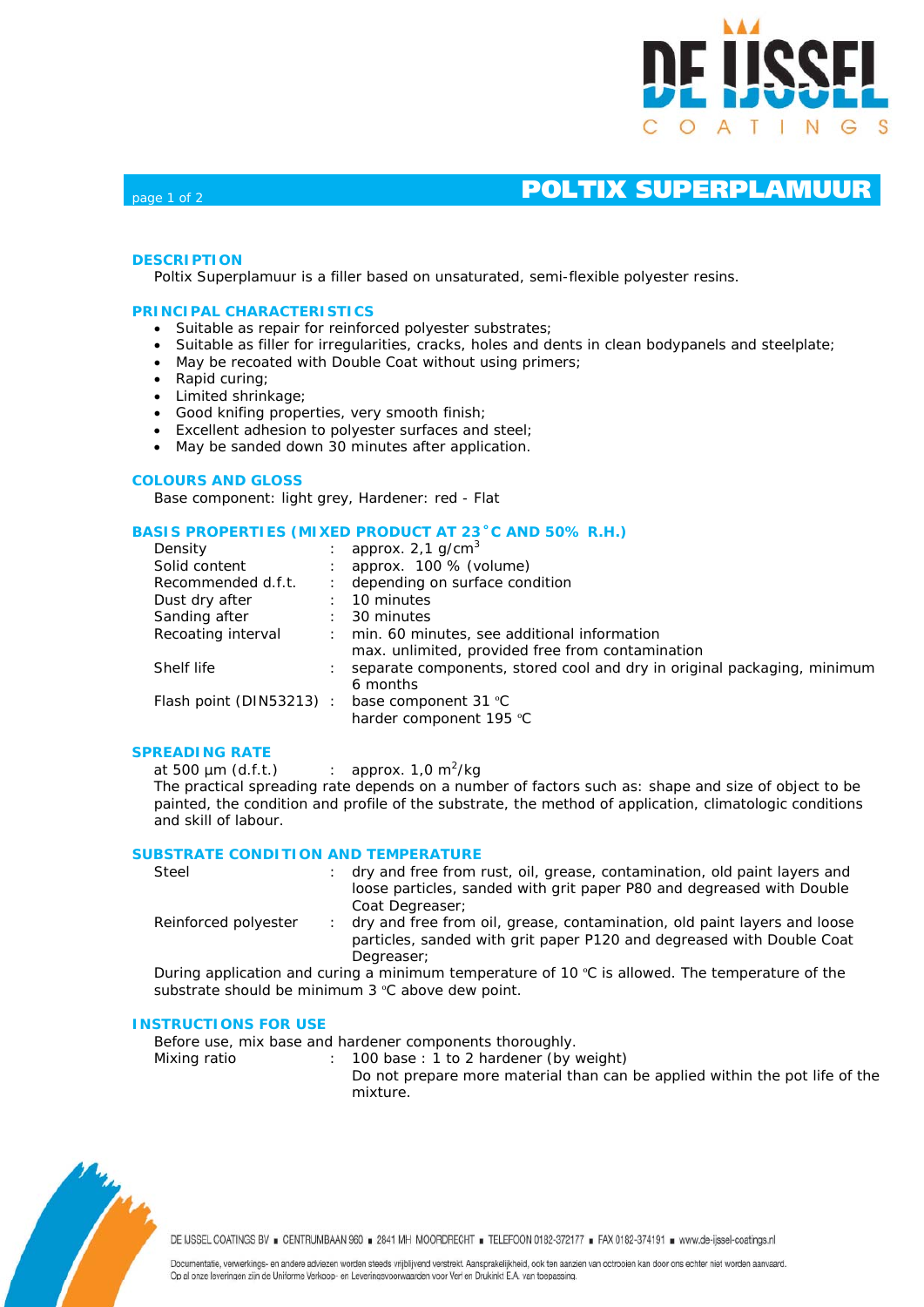# POLTIX SUPERPLAMUUR

## DESCRIPTION

Poltix Superplamuur is a filler based on unsaturated, semi-flexible polyester resins.

## PRINCIPAL CHARACTERISTICS

- Suitable as repair for reinforced polyester substrates;
- Suitable as filler for irregularities, cracks, holes and dents in clean bodypanels and steelplate;
- May be recoated with Double Coat without using primers;
- Rapid curing;
- Limited shrinkage;
- Good knifing properties, very smooth finish;
- Excellent adhesion to polyester surfaces and steel;
- May be sanded down 30 minutes after application.

## COLOURS AND GLOSS

Base component: light grey, Hardener: red - Flat

## BASIS PROPERTIES (MIXED PRODUCT AT 23˚C AND 50% R.H.)

| | | |
|---|---|---|
| Density | : | approx. 2,1 g/cm³ |
| Solid content | : | approx. 100 % (volume) |
| Recommended d.f.t. | : | depending on surface condition |
| Dust dry after | : | 10 minutes |
| Sanding after | : | 30 minutes |
| Recoating interval | : | min. 60 minutes, see additional information<br>max. unlimited, provided free from contamination |
| Shelf life | : | separate components, stored cool and dry in original packaging, minimum 6 months |
| Flash point (DIN53213) | : | base component 31 °C<br>harder component 195 °C |

## SPREADING RATE

at 500 µm (d.f.t.) : approx. 1,0 m²/kg

The practical spreading rate depends on a number of factors such as: shape and size of object to be painted, the condition and profile of the substrate, the method of application, climatologic conditions and skill of labour.

## SUBSTRATE CONDITION AND TEMPERATURE

| | | |
|---|---|---|
| Steel | : | dry and free from rust, oil, grease, contamination, old paint layers and loose particles, sanded with grit paper P80 and degreased with Double Coat Degreaser; |
| Reinforced polyester | : | dry and free from oil, grease, contamination, old paint layers and loose particles, sanded with grit paper P120 and degreased with Double Coat Degreaser; |

During application and curing a minimum temperature of 10 °C is allowed. The temperature of the substrate should be minimum 3 °C above dew point.

## INSTRUCTIONS FOR USE

Before use, mix base and hardener components thoroughly.

| | | |
|---|---|---|
| Mixing ratio | : | 100 base : 1 to 2 hardener (by weight)<br>Do not prepare more material than can be applied within the pot life of the mixture. |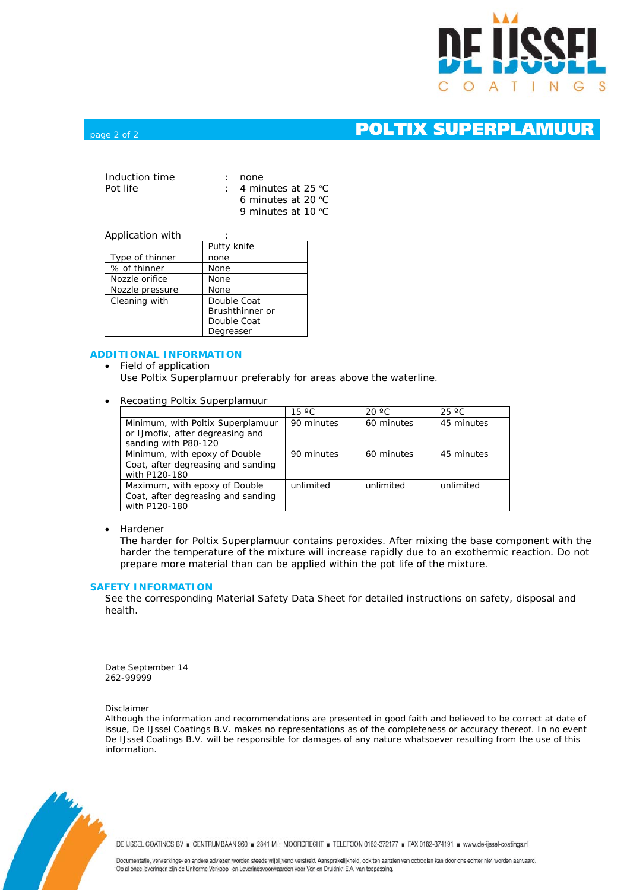# POLTIX SUPERPLAMUUR

Induction time : none
Pot life : 4 minutes at 25 °C
6 minutes at 20 °C
9 minutes at 10 °C

Application with :

| | Putty knife |
|---|---|
| Type of thinner | none |
| % of thinner | None |
| Nozzle orifice | None |
| Nozzle pressure | None |
| Cleaning with | Double Coat Brushthinner or Double Coat Degreaser |

## ADDITIONAL INFORMATION

- Field of application
  Use Poltix Superplamuur preferably for areas above the waterline.

- Recoating Poltix Superplamuur

| | 15 ºC | 20 ºC | 25 ºC |
|---|---|---|---|
| Minimum, with Poltix Superplamuur or IJmofix, after degreasing and sanding with P80-120 | 90 minutes | 60 minutes | 45 minutes |
| Minimum, with epoxy of Double Coat, after degreasing and sanding with P120-180 | 90 minutes | 60 minutes | 45 minutes |
| Maximum, with epoxy of Double Coat, after degreasing and sanding with P120-180 | unlimited | unlimited | unlimited |

- Hardener
  The harder for Poltix Superplamuur contains peroxides. After mixing the base component with the harder the temperature of the mixture will increase rapidly due to an exothermic reaction. Do not prepare more material than can be applied within the pot life of the mixture.

## SAFETY INFORMATION

See the corresponding Material Safety Data Sheet for detailed instructions on safety, disposal and health.

Date September 14
262-99999

Disclaimer
Although the information and recommendations are presented in good faith and believed to be correct at date of issue, De IJssel Coatings B.V. makes no representations as of the completeness or accuracy thereof. In no event De IJssel Coatings B.V. will be responsible for damages of any nature whatsoever resulting from the use of this information.

DE IJSSEL COATINGS BV ▪ CENTRUMBAAN 960 ▪ 2841 MH MOORDRECHT ▪ TELEFOON 0182-372177 ▪ FAX 0182-374191 ▪ www.de-ijssel-coatings.nl

Documentatie, verwerkings- en andere adviezen worden steeds vrijblijvend verstrekt. Aansprakelijkheid, ook ten aanzien van octrooien kan door ons echter niet worden aanvaard. Op al onze leveringen zijn de Uniforme Verkoop- en Leveringsvoorwaarden voor Verf en Drukinkt E.A. van toepassing.